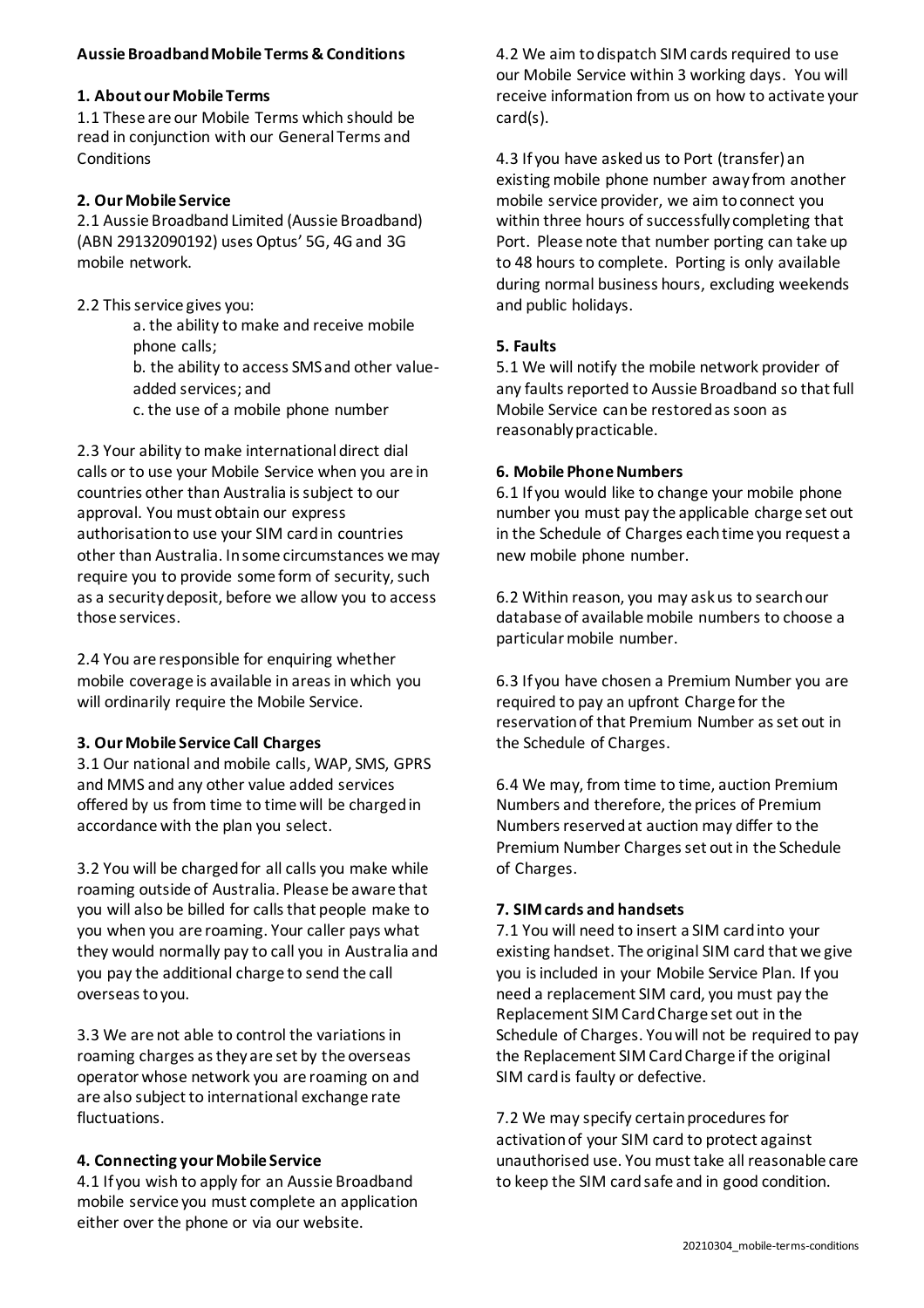**Aussie Broadband Mobile Terms & Conditions**

**1. About our Mobile Terms**

1.1 These are our Mobile Terms which should be read in conjunction with our General Terms and Conditions

**2. Our Mobile Service**

2.1 Aussie Broadband Limited (Aussie Broadband) (ABN 29132090192) uses Optus' 5G, 4G and 3G mobile network.

2.2 This service gives you:

a. the ability to make and receive mobile phone calls;

b. the ability to access SMS and other value-added services; and

c. the use of a mobile phone number

2.3 Your ability to make international direct dial calls or to use your Mobile Service when you are in countries other than Australia is subject to our approval. You must obtain our express authorisation to use your SIM card in countries other than Australia. In some circumstances we may require you to provide some form of security, such as a security deposit, before we allow you to access those services.

2.4 You are responsible for enquiring whether mobile coverage is available in areas in which you will ordinarily require the Mobile Service.

**3. Our Mobile Service Call Charges**

3.1 Our national and mobile calls, WAP, SMS, GPRS and MMS and any other value added services offered by us from time to time will be charged in accordance with the plan you select.

3.2 You will be charged for all calls you make while roaming outside of Australia. Please be aware that you will also be billed for calls that people make to you when you are roaming. Your caller pays what they would normally pay to call you in Australia and you pay the additional charge to send the call overseas to you.

3.3 We are not able to control the variations in roaming charges as they are set by the overseas operator whose network you are roaming on and are also subject to international exchange rate fluctuations.

**4. Connecting your Mobile Service**

4.1 If you wish to apply for an Aussie Broadband mobile service you must complete an application either over the phone or via our website.

4.2 We aim to dispatch SIM cards required to use our Mobile Service within 3 working days. You will receive information from us on how to activate your card(s).

4.3 If you have asked us to Port (transfer) an existing mobile phone number away from another mobile service provider, we aim to connect you within three hours of successfully completing that Port. Please note that number porting can take up to 48 hours to complete. Porting is only available during normal business hours, excluding weekends and public holidays.

**5. Faults**

5.1 We will notify the mobile network provider of any faults reported to Aussie Broadband so that full Mobile Service can be restored as soon as reasonably practicable.

**6. Mobile Phone Numbers**

6.1 If you would like to change your mobile phone number you must pay the applicable charge set out in the Schedule of Charges each time you request a new mobile phone number.

6.2 Within reason, you may ask us to search our database of available mobile numbers to choose a particular mobile number.

6.3 If you have chosen a Premium Number you are required to pay an upfront Charge for the reservation of that Premium Number as set out in the Schedule of Charges.

6.4 We may, from time to time, auction Premium Numbers and therefore, the prices of Premium Numbers reserved at auction may differ to the Premium Number Charges set out in the Schedule of Charges.

**7. SIM cards and handsets**

7.1 You will need to insert a SIM card into your existing handset. The original SIM card that we give you is included in your Mobile Service Plan. If you need a replacement SIM card, you must pay the Replacement SIM Card Charge set out in the Schedule of Charges. You will not be required to pay the Replacement SIM Card Charge if the original SIM card is faulty or defective.

7.2 We may specify certain procedures for activation of your SIM card to protect against unauthorised use. You must take all reasonable care to keep the SIM card safe and in good condition.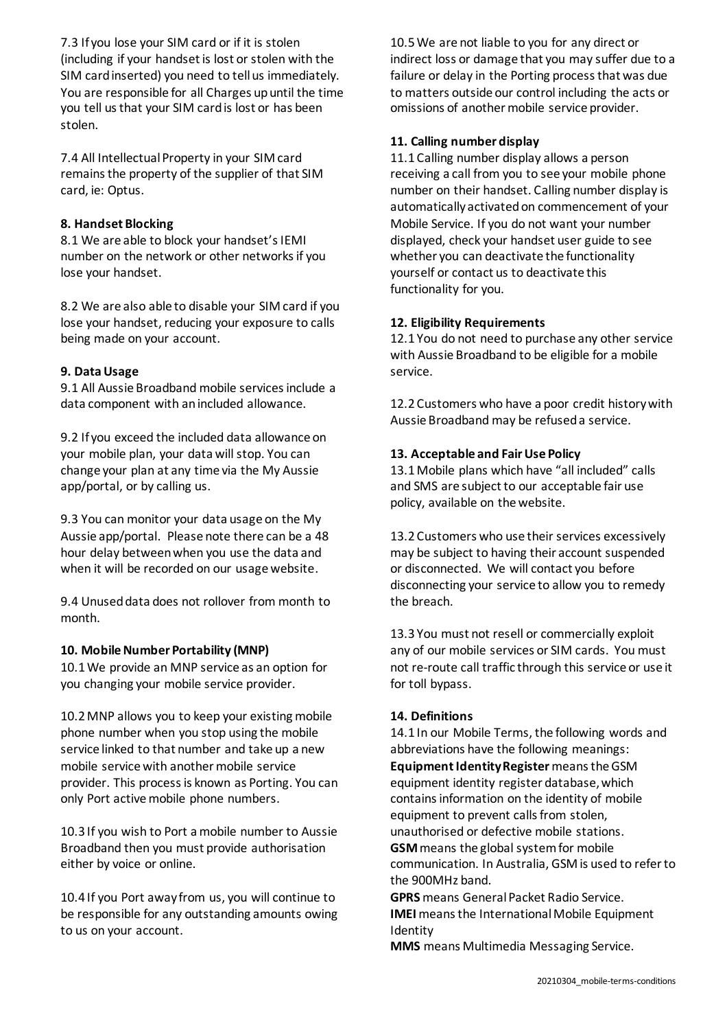7.3 If you lose your SIM card or if it is stolen (including if your handset is lost or stolen with the SIM card inserted) you need to tell us immediately. You are responsible for all Charges up until the time you tell us that your SIM card is lost or has been stolen.

7.4 All Intellectual Property in your SIM card remains the property of the supplier of that SIM card, ie: Optus.

**8. Handset Blocking**

8.1 We are able to block your handset's IEMI number on the network or other networks if you lose your handset.

8.2 We are also able to disable your SIM card if you lose your handset, reducing your exposure to calls being made on your account.

**9. Data Usage**

9.1 All Aussie Broadband mobile services include a data component with an included allowance.

9.2 If you exceed the included data allowance on your mobile plan, your data will stop. You can change your plan at any time via the My Aussie app/portal, or by calling us.

9.3 You can monitor your data usage on the My Aussie app/portal. Please note there can be a 48 hour delay between when you use the data and when it will be recorded on our usage website.

9.4 Unused data does not rollover from month to month.

**10. Mobile Number Portability (MNP)**

10.1 We provide an MNP service as an option for you changing your mobile service provider.

10.2 MNP allows you to keep your existing mobile phone number when you stop using the mobile service linked to that number and take up a new mobile service with another mobile service provider. This process is known as Porting. You can only Port active mobile phone numbers.

10.3 If you wish to Port a mobile number to Aussie Broadband then you must provide authorisation either by voice or online.

10.4 If you Port away from us, you will continue to be responsible for any outstanding amounts owing to us on your account.

10.5 We are not liable to you for any direct or indirect loss or damage that you may suffer due to a failure or delay in the Porting process that was due to matters outside our control including the acts or omissions of another mobile service provider.

**11. Calling number display**

11.1 Calling number display allows a person receiving a call from you to see your mobile phone number on their handset. Calling number display is automatically activated on commencement of your Mobile Service. If you do not want your number displayed, check your handset user guide to see whether you can deactivate the functionality yourself or contact us to deactivate this functionality for you.

**12. Eligibility Requirements**

12.1 You do not need to purchase any other service with Aussie Broadband to be eligible for a mobile service.

12.2 Customers who have a poor credit history with Aussie Broadband may be refused a service.

**13. Acceptable and Fair Use Policy**

13.1 Mobile plans which have "all included" calls and SMS are subject to our acceptable fair use policy, available on the website.

13.2 Customers who use their services excessively may be subject to having their account suspended or disconnected. We will contact you before disconnecting your service to allow you to remedy the breach.

13.3 You must not resell or commercially exploit any of our mobile services or SIM cards. You must not re-route call traffic through this service or use it for toll bypass.

**14. Definitions**

14.1 In our Mobile Terms, the following words and abbreviations have the following meanings:

**Equipment Identity Register** means the GSM equipment identity register database, which contains information on the identity of mobile equipment to prevent calls from stolen, unauthorised or defective mobile stations.

**GSM** means the global system for mobile communication. In Australia, GSM is used to refer to the 900MHz band.

**GPRS** means General Packet Radio Service.

**IMEI** means the International Mobile Equipment Identity

**MMS** means Multimedia Messaging Service.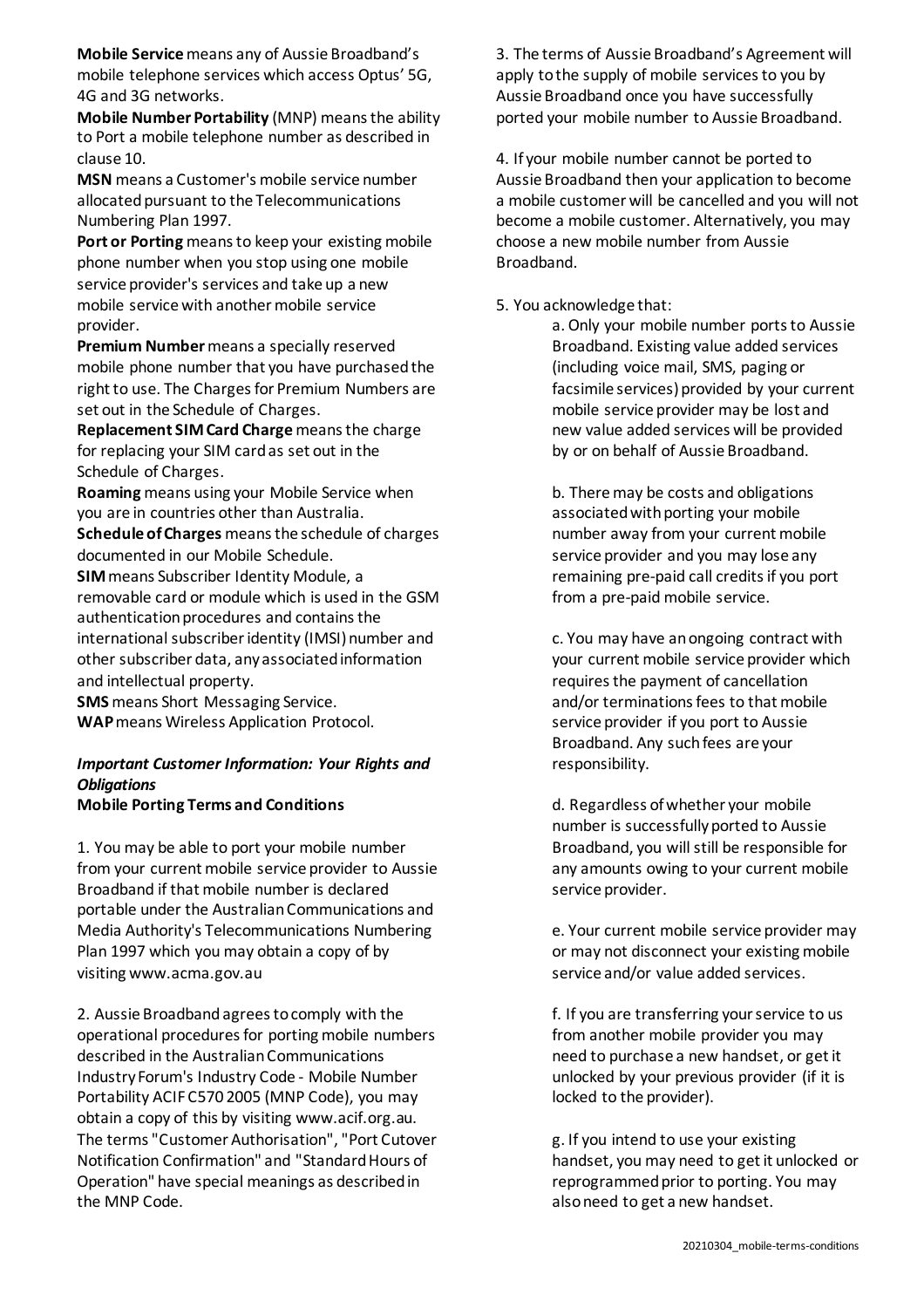**Mobile Service** means any of Aussie Broadband's mobile telephone services which access Optus' 5G, 4G and 3G networks.

**Mobile Number Portability** (MNP) means the ability to Port a mobile telephone number as described in clause 10.

**MSN** means a Customer's mobile service number allocated pursuant to the Telecommunications Numbering Plan 1997.

**Port or Porting** means to keep your existing mobile phone number when you stop using one mobile service provider's services and take up a new mobile service with another mobile service provider.

**Premium Number** means a specially reserved mobile phone number that you have purchased the right to use. The Charges for Premium Numbers are set out in the Schedule of Charges.

**Replacement SIM Card Charge** means the charge for replacing your SIM card as set out in the Schedule of Charges.

**Roaming** means using your Mobile Service when you are in countries other than Australia.

**Schedule of Charges** means the schedule of charges documented in our Mobile Schedule.

**SIM** means Subscriber Identity Module, a removable card or module which is used in the GSM authentication procedures and contains the international subscriber identity (IMSI) number and other subscriber data, any associated information and intellectual property.

**SMS** means Short Messaging Service.

**WAP** means Wireless Application Protocol.

### *Important Customer Information: Your Rights and Obligations*

**Mobile Porting Terms and Conditions**

1. You may be able to port your mobile number from your current mobile service provider to Aussie Broadband if that mobile number is declared portable under the Australian Communications and Media Authority's Telecommunications Numbering Plan 1997 which you may obtain a copy of by visiting www.acma.gov.au

2. Aussie Broadband agrees to comply with the operational procedures for porting mobile numbers described in the Australian Communications Industry Forum's Industry Code - Mobile Number Portability ACIF C570 2005 (MNP Code), you may obtain a copy of this by visiting www.acif.org.au. The terms "Customer Authorisation", "Port Cutover Notification Confirmation" and "Standard Hours of Operation" have special meanings as described in the MNP Code.

3. The terms of Aussie Broadband's Agreement will apply to the supply of mobile services to you by Aussie Broadband once you have successfully ported your mobile number to Aussie Broadband.

4. If your mobile number cannot be ported to Aussie Broadband then your application to become a mobile customer will be cancelled and you will not become a mobile customer. Alternatively, you may choose a new mobile number from Aussie Broadband.

5. You acknowledge that:

   a. Only your mobile number ports to Aussie Broadband. Existing value added services (including voice mail, SMS, paging or facsimile services) provided by your current mobile service provider may be lost and new value added services will be provided by or on behalf of Aussie Broadband.

   b. There may be costs and obligations associated with porting your mobile number away from your current mobile service provider and you may lose any remaining pre-paid call credits if you port from a pre-paid mobile service.

   c. You may have an ongoing contract with your current mobile service provider which requires the payment of cancellation and/or terminations fees to that mobile service provider if you port to Aussie Broadband. Any such fees are your responsibility.

   d. Regardless of whether your mobile number is successfully ported to Aussie Broadband, you will still be responsible for any amounts owing to your current mobile service provider.

   e. Your current mobile service provider may or may not disconnect your existing mobile service and/or value added services.

   f. If you are transferring your service to us from another mobile provider you may need to purchase a new handset, or get it unlocked by your previous provider (if it is locked to the provider).

   g. If you intend to use your existing handset, you may need to get it unlocked or reprogrammed prior to porting. You may also need to get a new handset.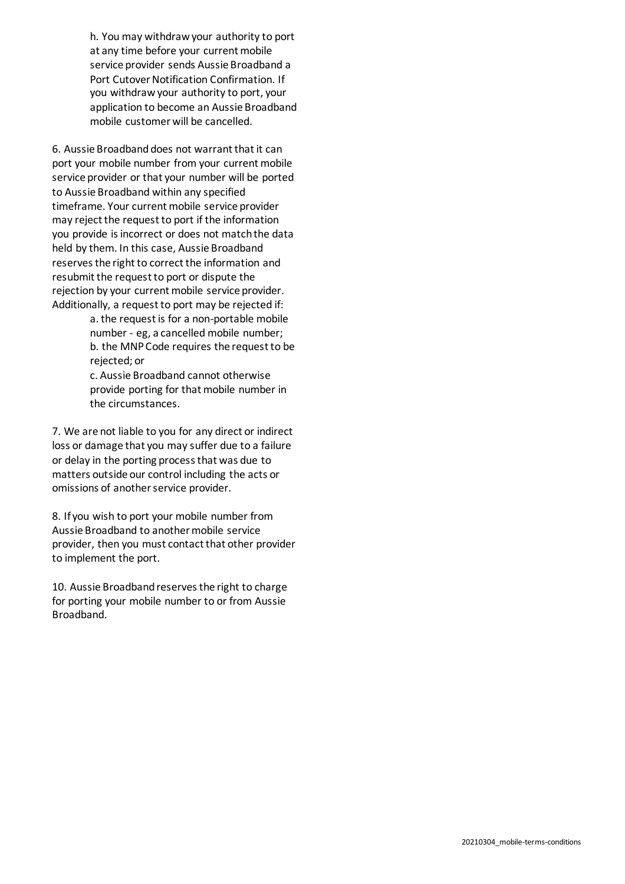h. You may withdraw your authority to port at any time before your current mobile service provider sends Aussie Broadband a Port Cutover Notification Confirmation. If you withdraw your authority to port, your application to become an Aussie Broadband mobile customer will be cancelled.

6. Aussie Broadband does not warrant that it can port your mobile number from your current mobile service provider or that your number will be ported to Aussie Broadband within any specified timeframe. Your current mobile service provider may reject the request to port if the information you provide is incorrect or does not match the data held by them. In this case, Aussie Broadband reserves the right to correct the information and resubmit the request to port or dispute the rejection by your current mobile service provider. Additionally, a request to port may be rejected if:

a. the request is for a non-portable mobile number - eg, a cancelled mobile number;
b. the MNP Code requires the request to be rejected; or
c. Aussie Broadband cannot otherwise provide porting for that mobile number in the circumstances.

7. We are not liable to you for any direct or indirect loss or damage that you may suffer due to a failure or delay in the porting process that was due to matters outside our control including the acts or omissions of another service provider.

8. If you wish to port your mobile number from Aussie Broadband to another mobile service provider, then you must contact that other provider to implement the port.

10. Aussie Broadband reserves the right to charge for porting your mobile number to or from Aussie Broadband.